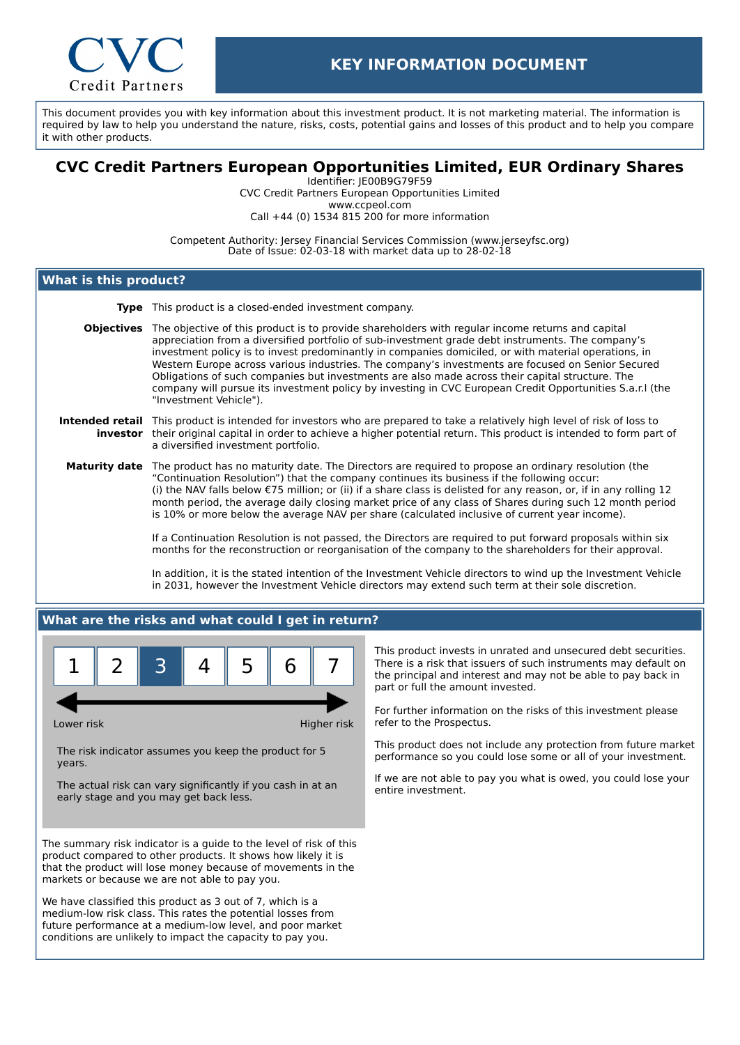CVC Credit Partners

# KEY INFORMATION DOCUMENT

This document provides you with key information about this investment product. It is not marketing material. The information is required by law to help you understand the nature, risks, costs, potential gains and losses of this product and to help you compare it with other products.

## CVC Credit Partners European Opportunities Limited, EUR Ordinary Shares

Identifier: JE00B9G79F59
CVC Credit Partners European Opportunities Limited
www.ccpeol.com
Call +44 (0) 1534 815 200 for more information

Competent Authority: Jersey Financial Services Commission (www.jerseyfsc.org)
Date of Issue: 02-03-18 with market data up to 28-02-18

## What is this product?

**Type** This product is a closed-ended investment company.

**Objectives** The objective of this product is to provide shareholders with regular income returns and capital appreciation from a diversified portfolio of sub-investment grade debt instruments. The company's investment policy is to invest predominantly in companies domiciled, or with material operations, in Western Europe across various industries. The company's investments are focused on Senior Secured Obligations of such companies but investments are also made across their capital structure. The company will pursue its investment policy by investing in CVC European Credit Opportunities S.a.r.l (the "Investment Vehicle").

**Intended retail investor** This product is intended for investors who are prepared to take a relatively high level of risk of loss to their original capital in order to achieve a higher potential return. This product is intended to form part of a diversified investment portfolio.

**Maturity date** The product has no maturity date. The Directors are required to propose an ordinary resolution (the "Continuation Resolution") that the company continues its business if the following occur: (i) the NAV falls below €75 million; or (ii) if a share class is delisted for any reason, or, if in any rolling 12 month period, the average daily closing market price of any class of Shares during such 12 month period is 10% or more below the average NAV per share (calculated inclusive of current year income).

If a Continuation Resolution is not passed, the Directors are required to put forward proposals within six months for the reconstruction or reorganisation of the company to the shareholders for their approval.

In addition, it is the stated intention of the Investment Vehicle directors to wind up the Investment Vehicle in 2031, however the Investment Vehicle directors may extend such term at their sole discretion.

## What are the risks and what could I get in return?

| 1 | 2 | **3** | 4 | 5 | 6 | 7 |
|---|---|---|---|---|---|---|

Lower risk ← → Higher risk

The risk indicator assumes you keep the product for 5 years.

The actual risk can vary significantly if you cash in at an early stage and you may get back less.

The summary risk indicator is a guide to the level of risk of this product compared to other products. It shows how likely it is that the product will lose money because of movements in the markets or because we are not able to pay you.

We have classified this product as 3 out of 7, which is a medium-low risk class. This rates the potential losses from future performance at a medium-low level, and poor market conditions are unlikely to impact the capacity to pay you.

This product invests in unrated and unsecured debt securities. There is a risk that issuers of such instruments may default on the principal and interest and may not be able to pay back in part or full the amount invested.

For further information on the risks of this investment please refer to the Prospectus.

This product does not include any protection from future market performance so you could lose some or all of your investment.

If we are not able to pay you what is owed, you could lose your entire investment.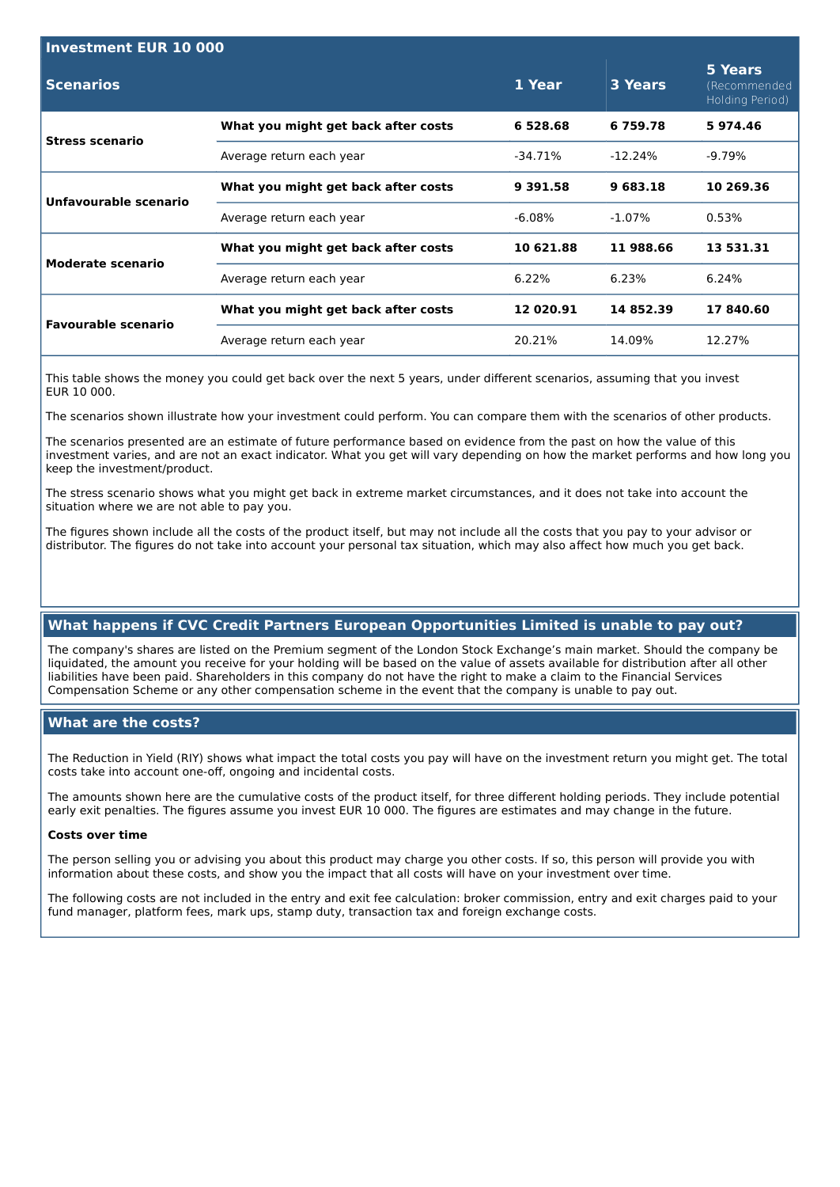| Investment EUR 10 000 | | | | |
|---|---|---|---|---|
| **Scenarios** | | **1 Year** | **3 Years** | **5 Years** (Recommended Holding Period) |
| **Stress scenario** | **What you might get back after costs** | **6 528.68** | **6 759.78** | **5 974.46** |
| | Average return each year | -34.71% | -12.24% | -9.79% |
| **Unfavourable scenario** | **What you might get back after costs** | **9 391.58** | **9 683.18** | **10 269.36** |
| | Average return each year | -6.08% | -1.07% | 0.53% |
| **Moderate scenario** | **What you might get back after costs** | **10 621.88** | **11 988.66** | **13 531.31** |
| | Average return each year | 6.22% | 6.23% | 6.24% |
| **Favourable scenario** | **What you might get back after costs** | **12 020.91** | **14 852.39** | **17 840.60** |
| | Average return each year | 20.21% | 14.09% | 12.27% |

This table shows the money you could get back over the next 5 years, under different scenarios, assuming that you invest EUR 10 000.

The scenarios shown illustrate how your investment could perform. You can compare them with the scenarios of other products.

The scenarios presented are an estimate of future performance based on evidence from the past on how the value of this investment varies, and are not an exact indicator. What you get will vary depending on how the market performs and how long you keep the investment/product.

The stress scenario shows what you might get back in extreme market circumstances, and it does not take into account the situation where we are not able to pay you.

The figures shown include all the costs of the product itself, but may not include all the costs that you pay to your advisor or distributor. The figures do not take into account your personal tax situation, which may also affect how much you get back.

## What happens if CVC Credit Partners European Opportunities Limited is unable to pay out?

The company's shares are listed on the Premium segment of the London Stock Exchange's main market. Should the company be liquidated, the amount you receive for your holding will be based on the value of assets available for distribution after all other liabilities have been paid. Shareholders in this company do not have the right to make a claim to the Financial Services Compensation Scheme or any other compensation scheme in the event that the company is unable to pay out.

## What are the costs?

The Reduction in Yield (RIY) shows what impact the total costs you pay will have on the investment return you might get. The total costs take into account one-off, ongoing and incidental costs.

The amounts shown here are the cumulative costs of the product itself, for three different holding periods. They include potential early exit penalties. The figures assume you invest EUR 10 000. The figures are estimates and may change in the future.

**Costs over time**

The person selling you or advising you about this product may charge you other costs. If so, this person will provide you with information about these costs, and show you the impact that all costs will have on your investment over time.

The following costs are not included in the entry and exit fee calculation: broker commission, entry and exit charges paid to your fund manager, platform fees, mark ups, stamp duty, transaction tax and foreign exchange costs.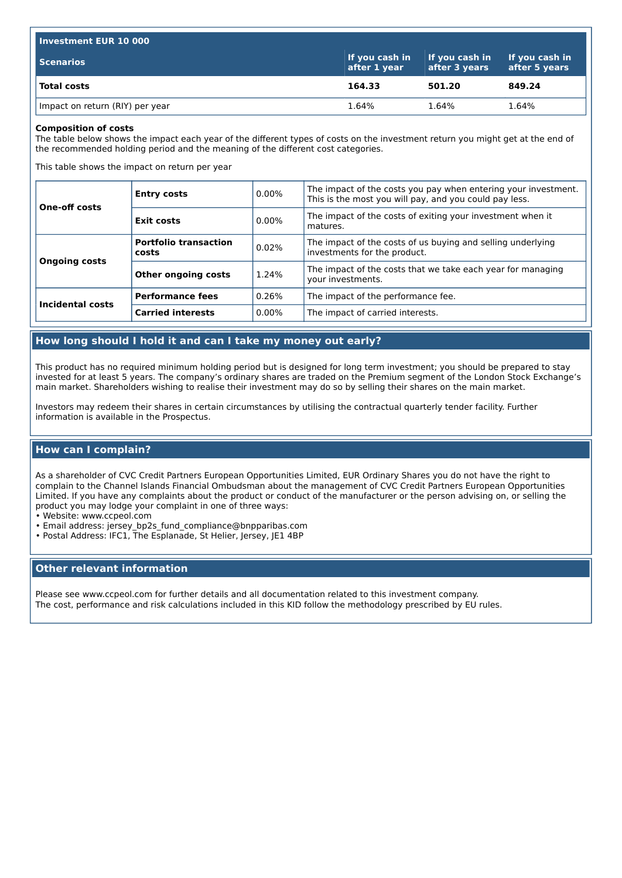| Investment EUR 10 000 | | | |
|---|---|---|---|
| **Scenarios** | **If you cash in after 1 year** | **If you cash in after 3 years** | **If you cash in after 5 years** |
| **Total costs** | **164.33** | **501.20** | **849.24** |
| Impact on return (RIY) per year | 1.64% | 1.64% | 1.64% |

**Composition of costs**
The table below shows the impact each year of the different types of costs on the investment return you might get at the end of the recommended holding period and the meaning of the different cost categories.

This table shows the impact on return per year

| | | | |
|---|---|---|---|
| **One-off costs** | **Entry costs** | 0.00% | The impact of the costs you pay when entering your investment. This is the most you will pay, and you could pay less. |
| | **Exit costs** | 0.00% | The impact of the costs of exiting your investment when it matures. |
| **Ongoing costs** | **Portfolio transaction costs** | 0.02% | The impact of the costs of us buying and selling underlying investments for the product. |
| | **Other ongoing costs** | 1.24% | The impact of the costs that we take each year for managing your investments. |
| **Incidental costs** | **Performance fees** | 0.26% | The impact of the performance fee. |
| | **Carried interests** | 0.00% | The impact of carried interests. |

## How long should I hold it and can I take my money out early?

This product has no required minimum holding period but is designed for long term investment; you should be prepared to stay invested for at least 5 years. The company's ordinary shares are traded on the Premium segment of the London Stock Exchange's main market. Shareholders wishing to realise their investment may do so by selling their shares on the main market.

Investors may redeem their shares in certain circumstances by utilising the contractual quarterly tender facility. Further information is available in the Prospectus.

## How can I complain?

As a shareholder of CVC Credit Partners European Opportunities Limited, EUR Ordinary Shares you do not have the right to complain to the Channel Islands Financial Ombudsman about the management of CVC Credit Partners European Opportunities Limited. If you have any complaints about the product or conduct of the manufacturer or the person advising on, or selling the product you may lodge your complaint in one of three ways:

- Website: www.ccpeol.com
- Email address: jersey_bp2s_fund_compliance@bnpparibas.com
- Postal Address: IFC1, The Esplanade, St Helier, Jersey, JE1 4BP

## Other relevant information

Please see www.ccpeol.com for further details and all documentation related to this investment company.
The cost, performance and risk calculations included in this KID follow the methodology prescribed by EU rules.